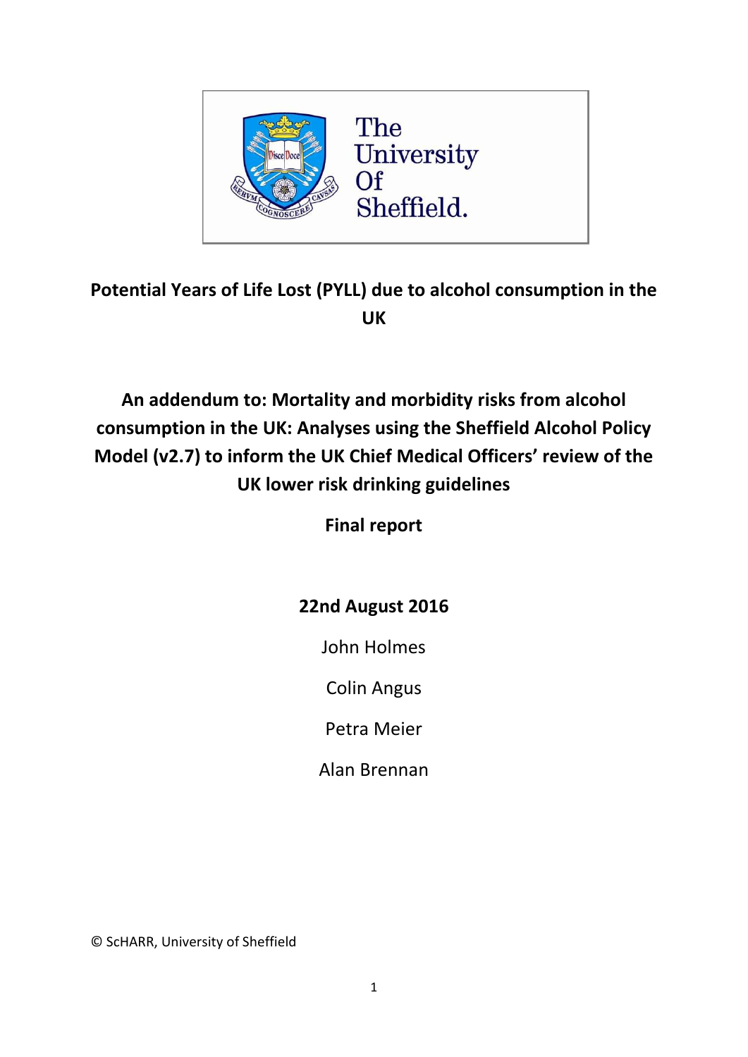# Potential Years of Life Lost (PYLL) due to alcohol consumption in the UK

## An addendum to: Mortality and morbidity risks from alcohol consumption in the UK: Analyses using the Sheffield Alcohol Policy Model (v2.7) to inform the UK Chief Medical Officers' review of the UK lower risk drinking guidelines

**Final report**

**22nd August 2016**

John Holmes

Colin Angus

Petra Meier

Alan Brennan

© ScHARR, University of Sheffield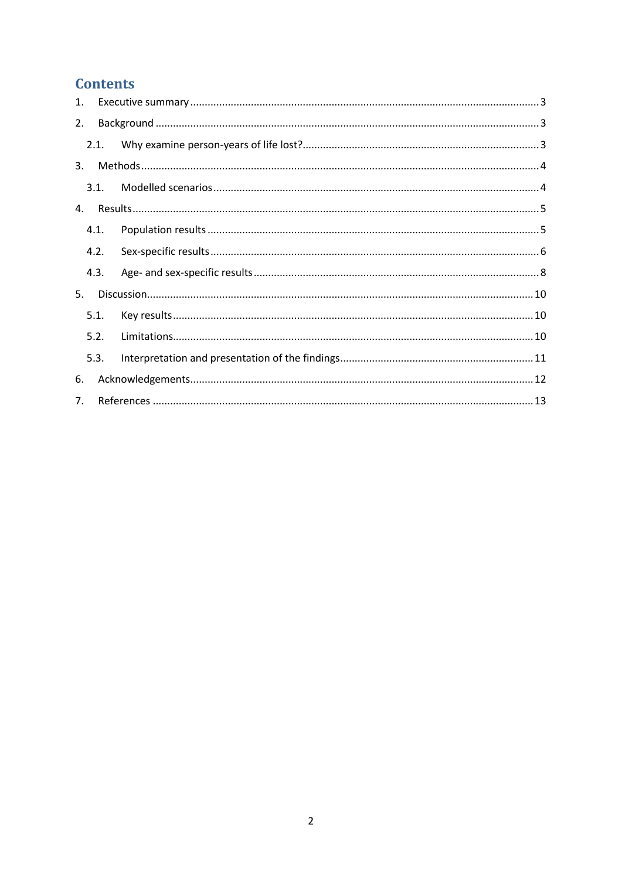# Contents

1. Executive summary ........................................................................................................ 3
2. Background ................................................................................................................... 3
   - 2.1. Why examine person-years of life lost? ................................................................. 3
3. Methods ......................................................................................................................... 4
   - 3.1. Modelled scenarios ................................................................................................ 4
4. Results ........................................................................................................................... 5
   - 4.1. Population results ................................................................................................. 5
   - 4.2. Sex-specific results ................................................................................................ 6
   - 4.3. Age- and sex-specific results ................................................................................. 8
5. Discussion .................................................................................................................... 10
   - 5.1. Key results ........................................................................................................... 10
   - 5.2. Limitations ........................................................................................................... 10
   - 5.3. Interpretation and presentation of the findings .................................................. 11
6. Acknowledgements ...................................................................................................... 12
7. References ................................................................................................................... 13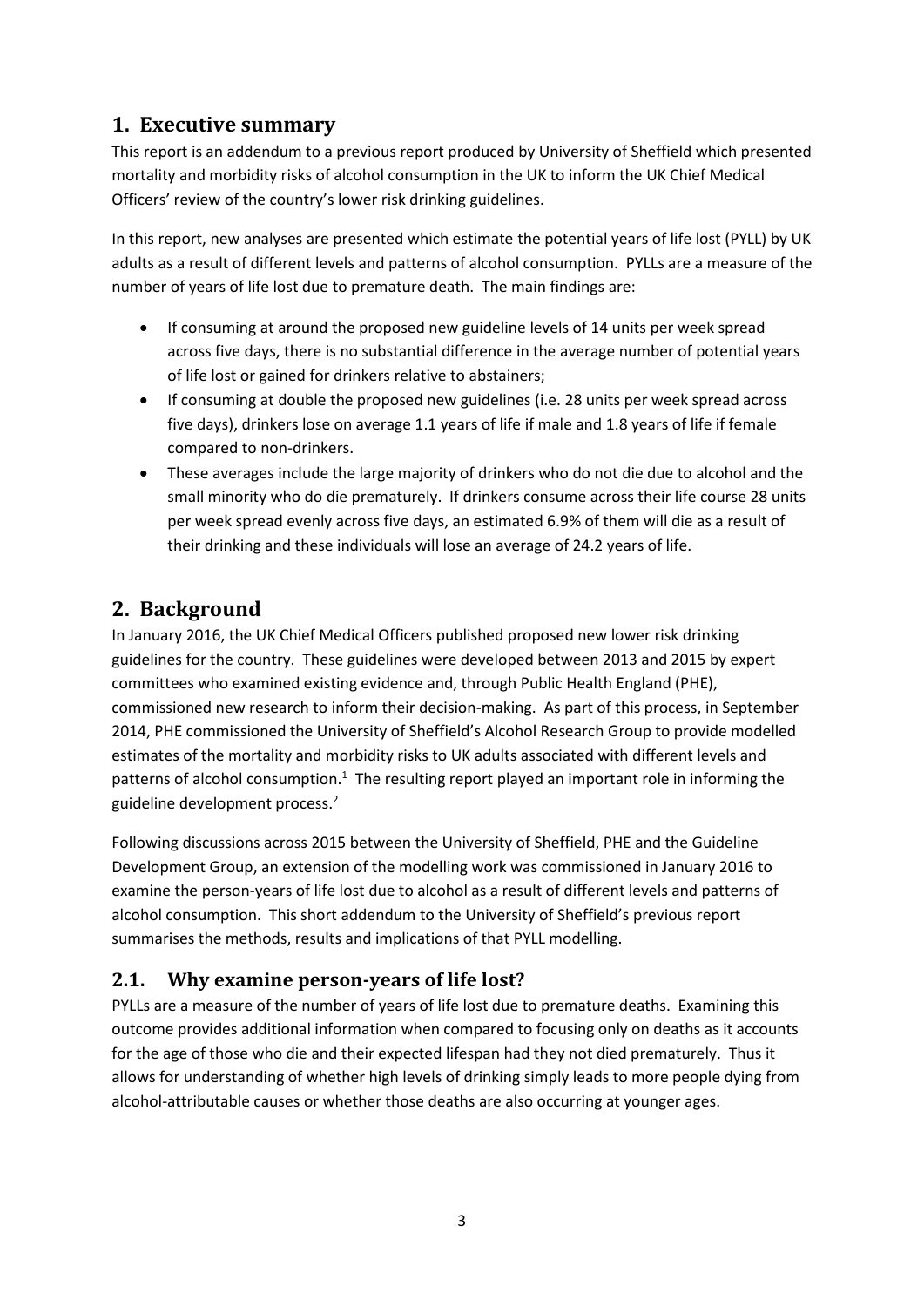## 1. Executive summary

This report is an addendum to a previous report produced by University of Sheffield which presented mortality and morbidity risks of alcohol consumption in the UK to inform the UK Chief Medical Officers' review of the country's lower risk drinking guidelines.

In this report, new analyses are presented which estimate the potential years of life lost (PYLL) by UK adults as a result of different levels and patterns of alcohol consumption. PYLLs are a measure of the number of years of life lost due to premature death. The main findings are:

- If consuming at around the proposed new guideline levels of 14 units per week spread across five days, there is no substantial difference in the average number of potential years of life lost or gained for drinkers relative to abstainers;
- If consuming at double the proposed new guidelines (i.e. 28 units per week spread across five days), drinkers lose on average 1.1 years of life if male and 1.8 years of life if female compared to non-drinkers.
- These averages include the large majority of drinkers who do not die due to alcohol and the small minority who do die prematurely. If drinkers consume across their life course 28 units per week spread evenly across five days, an estimated 6.9% of them will die as a result of their drinking and these individuals will lose an average of 24.2 years of life.

## 2. Background

In January 2016, the UK Chief Medical Officers published proposed new lower risk drinking guidelines for the country. These guidelines were developed between 2013 and 2015 by expert committees who examined existing evidence and, through Public Health England (PHE), commissioned new research to inform their decision-making. As part of this process, in September 2014, PHE commissioned the University of Sheffield's Alcohol Research Group to provide modelled estimates of the mortality and morbidity risks to UK adults associated with different levels and patterns of alcohol consumption.[1] The resulting report played an important role in informing the guideline development process.[2]

Following discussions across 2015 between the University of Sheffield, PHE and the Guideline Development Group, an extension of the modelling work was commissioned in January 2016 to examine the person-years of life lost due to alcohol as a result of different levels and patterns of alcohol consumption. This short addendum to the University of Sheffield's previous report summarises the methods, results and implications of that PYLL modelling.

### 2.1. Why examine person-years of life lost?

PYLLs are a measure of the number of years of life lost due to premature deaths. Examining this outcome provides additional information when compared to focusing only on deaths as it accounts for the age of those who die and their expected lifespan had they not died prematurely. Thus it allows for understanding of whether high levels of drinking simply leads to more people dying from alcohol-attributable causes or whether those deaths are also occurring at younger ages.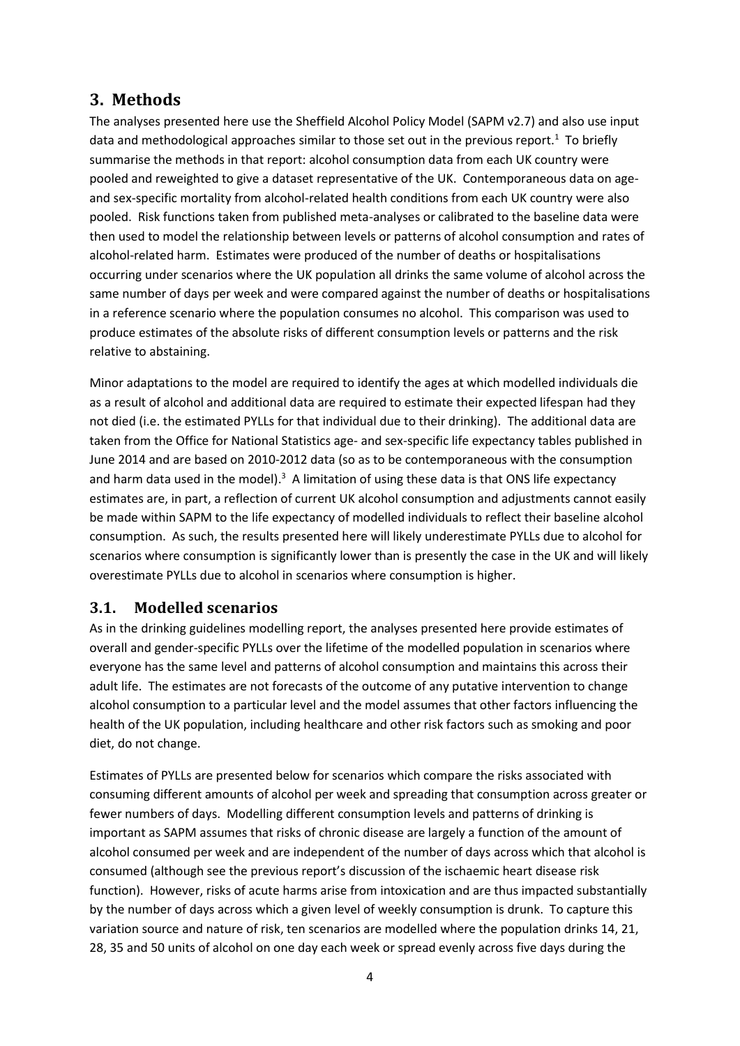## 3. Methods

The analyses presented here use the Sheffield Alcohol Policy Model (SAPM v2.7) and also use input data and methodological approaches similar to those set out in the previous report.[1] To briefly summarise the methods in that report: alcohol consumption data from each UK country were pooled and reweighted to give a dataset representative of the UK. Contemporaneous data on age- and sex-specific mortality from alcohol-related health conditions from each UK country were also pooled. Risk functions taken from published meta-analyses or calibrated to the baseline data were then used to model the relationship between levels or patterns of alcohol consumption and rates of alcohol-related harm. Estimates were produced of the number of deaths or hospitalisations occurring under scenarios where the UK population all drinks the same volume of alcohol across the same number of days per week and were compared against the number of deaths or hospitalisations in a reference scenario where the population consumes no alcohol. This comparison was used to produce estimates of the absolute risks of different consumption levels or patterns and the risk relative to abstaining.

Minor adaptations to the model are required to identify the ages at which modelled individuals die as a result of alcohol and additional data are required to estimate their expected lifespan had they not died (i.e. the estimated PYLLs for that individual due to their drinking). The additional data are taken from the Office for National Statistics age- and sex-specific life expectancy tables published in June 2014 and are based on 2010-2012 data (so as to be contemporaneous with the consumption and harm data used in the model).[3] A limitation of using these data is that ONS life expectancy estimates are, in part, a reflection of current UK alcohol consumption and adjustments cannot easily be made within SAPM to the life expectancy of modelled individuals to reflect their baseline alcohol consumption. As such, the results presented here will likely underestimate PYLLs due to alcohol for scenarios where consumption is significantly lower than is presently the case in the UK and will likely overestimate PYLLs due to alcohol in scenarios where consumption is higher.

### 3.1. Modelled scenarios

As in the drinking guidelines modelling report, the analyses presented here provide estimates of overall and gender-specific PYLLs over the lifetime of the modelled population in scenarios where everyone has the same level and patterns of alcohol consumption and maintains this across their adult life. The estimates are not forecasts of the outcome of any putative intervention to change alcohol consumption to a particular level and the model assumes that other factors influencing the health of the UK population, including healthcare and other risk factors such as smoking and poor diet, do not change.

Estimates of PYLLs are presented below for scenarios which compare the risks associated with consuming different amounts of alcohol per week and spreading that consumption across greater or fewer numbers of days. Modelling different consumption levels and patterns of drinking is important as SAPM assumes that risks of chronic disease are largely a function of the amount of alcohol consumed per week and are independent of the number of days across which that alcohol is consumed (although see the previous report's discussion of the ischaemic heart disease risk function). However, risks of acute harms arise from intoxication and are thus impacted substantially by the number of days across which a given level of weekly consumption is drunk. To capture this variation source and nature of risk, ten scenarios are modelled where the population drinks 14, 21, 28, 35 and 50 units of alcohol on one day each week or spread evenly across five days during the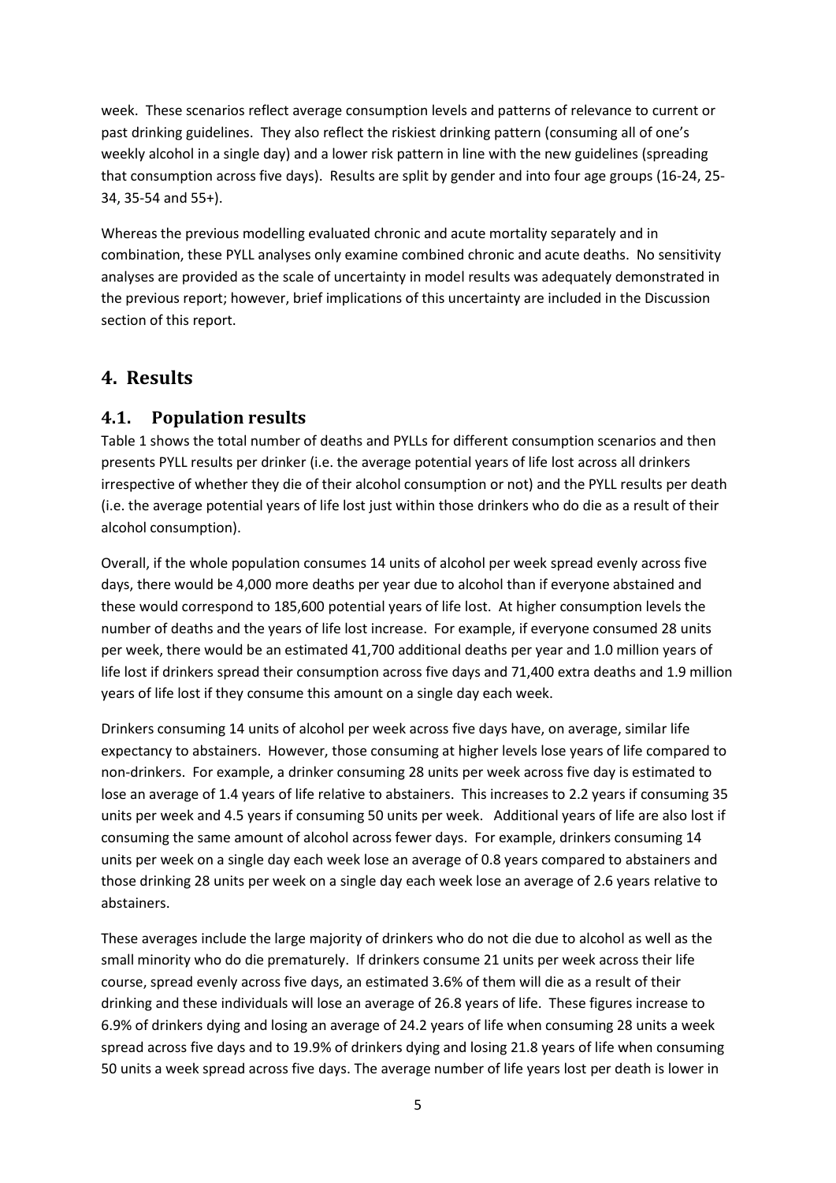week. These scenarios reflect average consumption levels and patterns of relevance to current or past drinking guidelines. They also reflect the riskiest drinking pattern (consuming all of one's weekly alcohol in a single day) and a lower risk pattern in line with the new guidelines (spreading that consumption across five days). Results are split by gender and into four age groups (16-24, 25-34, 35-54 and 55+).

Whereas the previous modelling evaluated chronic and acute mortality separately and in combination, these PYLL analyses only examine combined chronic and acute deaths. No sensitivity analyses are provided as the scale of uncertainty in model results was adequately demonstrated in the previous report; however, brief implications of this uncertainty are included in the Discussion section of this report.

## 4. Results

### 4.1. Population results

Table 1 shows the total number of deaths and PYLLs for different consumption scenarios and then presents PYLL results per drinker (i.e. the average potential years of life lost across all drinkers irrespective of whether they die of their alcohol consumption or not) and the PYLL results per death (i.e. the average potential years of life lost just within those drinkers who do die as a result of their alcohol consumption).

Overall, if the whole population consumes 14 units of alcohol per week spread evenly across five days, there would be 4,000 more deaths per year due to alcohol than if everyone abstained and these would correspond to 185,600 potential years of life lost. At higher consumption levels the number of deaths and the years of life lost increase. For example, if everyone consumed 28 units per week, there would be an estimated 41,700 additional deaths per year and 1.0 million years of life lost if drinkers spread their consumption across five days and 71,400 extra deaths and 1.9 million years of life lost if they consume this amount on a single day each week.

Drinkers consuming 14 units of alcohol per week across five days have, on average, similar life expectancy to abstainers. However, those consuming at higher levels lose years of life compared to non-drinkers. For example, a drinker consuming 28 units per week across five day is estimated to lose an average of 1.4 years of life relative to abstainers. This increases to 2.2 years if consuming 35 units per week and 4.5 years if consuming 50 units per week. Additional years of life are also lost if consuming the same amount of alcohol across fewer days. For example, drinkers consuming 14 units per week on a single day each week lose an average of 0.8 years compared to abstainers and those drinking 28 units per week on a single day each week lose an average of 2.6 years relative to abstainers.

These averages include the large majority of drinkers who do not die due to alcohol as well as the small minority who do die prematurely. If drinkers consume 21 units per week across their life course, spread evenly across five days, an estimated 3.6% of them will die as a result of their drinking and these individuals will lose an average of 26.8 years of life. These figures increase to 6.9% of drinkers dying and losing an average of 24.2 years of life when consuming 28 units a week spread across five days and to 19.9% of drinkers dying and losing 21.8 years of life when consuming 50 units a week spread across five days. The average number of life years lost per death is lower in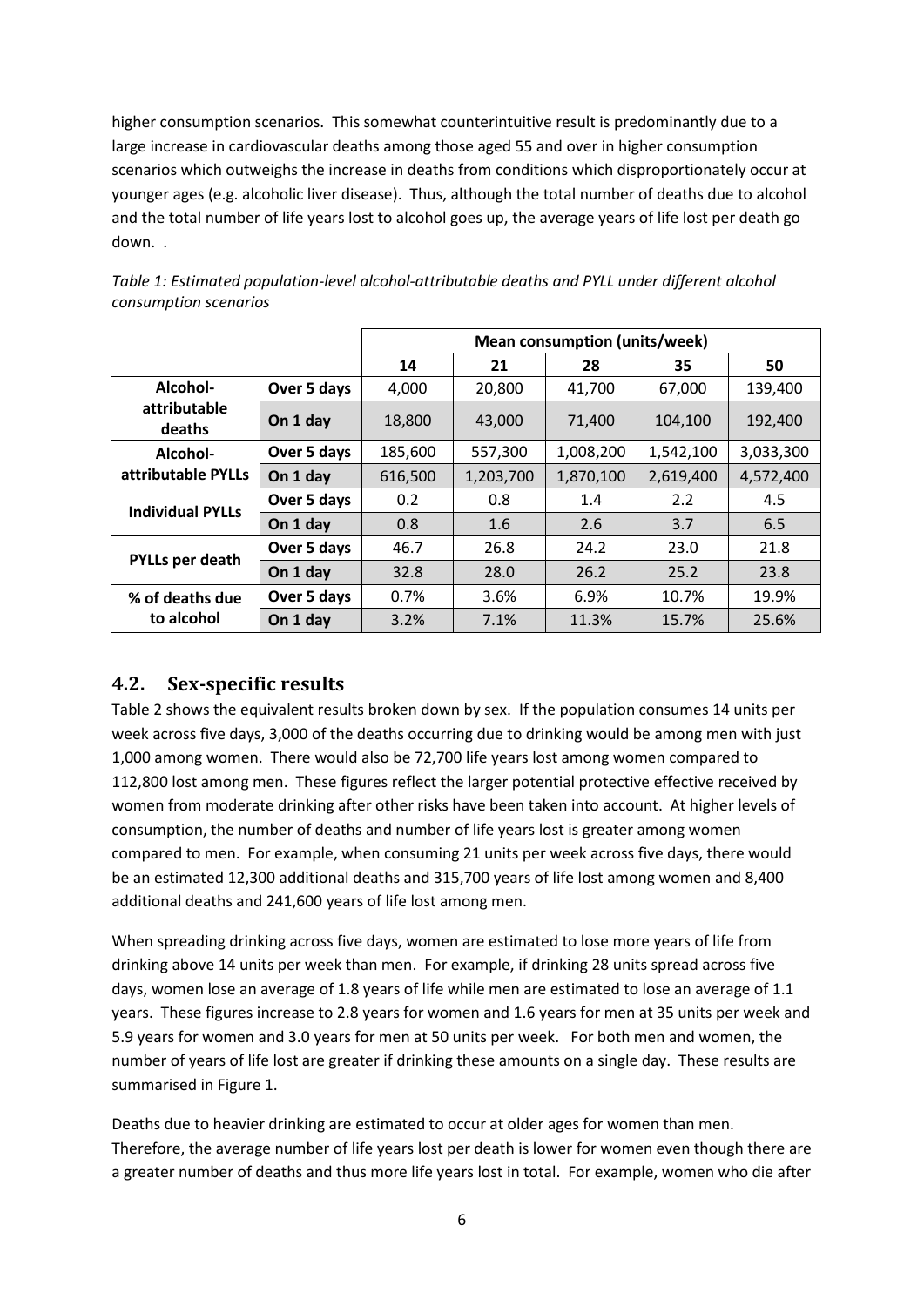higher consumption scenarios. This somewhat counterintuitive result is predominantly due to a large increase in cardiovascular deaths among those aged 55 and over in higher consumption scenarios which outweighs the increase in deaths from conditions which disproportionately occur at younger ages (e.g. alcoholic liver disease). Thus, although the total number of deaths due to alcohol and the total number of life years lost to alcohol goes up, the average years of life lost per death go down. .

*Table 1: Estimated population-level alcohol-attributable deaths and PYLL under different alcohol consumption scenarios*

| | | **Mean consumption (units/week)** | | | | |
|---|---|---|---|---|---|---|
| | | **14** | **21** | **28** | **35** | **50** |
| **Alcohol-attributable deaths** | **Over 5 days** | 4,000 | 20,800 | 41,700 | 67,000 | 139,400 |
| | **On 1 day** | 18,800 | 43,000 | 71,400 | 104,100 | 192,400 |
| **Alcohol-attributable PYLLs** | **Over 5 days** | 185,600 | 557,300 | 1,008,200 | 1,542,100 | 3,033,300 |
| | **On 1 day** | 616,500 | 1,203,700 | 1,870,100 | 2,619,400 | 4,572,400 |
| **Individual PYLLs** | **Over 5 days** | 0.2 | 0.8 | 1.4 | 2.2 | 4.5 |
| | **On 1 day** | 0.8 | 1.6 | 2.6 | 3.7 | 6.5 |
| **PYLLs per death** | **Over 5 days** | 46.7 | 26.8 | 24.2 | 23.0 | 21.8 |
| | **On 1 day** | 32.8 | 28.0 | 26.2 | 25.2 | 23.8 |
| **% of deaths due to alcohol** | **Over 5 days** | 0.7% | 3.6% | 6.9% | 10.7% | 19.9% |
| | **On 1 day** | 3.2% | 7.1% | 11.3% | 15.7% | 25.6% |

## 4.2. Sex-specific results

Table 2 shows the equivalent results broken down by sex. If the population consumes 14 units per week across five days, 3,000 of the deaths occurring due to drinking would be among men with just 1,000 among women. There would also be 72,700 life years lost among women compared to 112,800 lost among men. These figures reflect the larger potential protective effective received by women from moderate drinking after other risks have been taken into account. At higher levels of consumption, the number of deaths and number of life years lost is greater among women compared to men. For example, when consuming 21 units per week across five days, there would be an estimated 12,300 additional deaths and 315,700 years of life lost among women and 8,400 additional deaths and 241,600 years of life lost among men.

When spreading drinking across five days, women are estimated to lose more years of life from drinking above 14 units per week than men. For example, if drinking 28 units spread across five days, women lose an average of 1.8 years of life while men are estimated to lose an average of 1.1 years. These figures increase to 2.8 years for women and 1.6 years for men at 35 units per week and 5.9 years for women and 3.0 years for men at 50 units per week. For both men and women, the number of years of life lost are greater if drinking these amounts on a single day. These results are summarised in Figure 1.

Deaths due to heavier drinking are estimated to occur at older ages for women than men. Therefore, the average number of life years lost per death is lower for women even though there are a greater number of deaths and thus more life years lost in total. For example, women who die after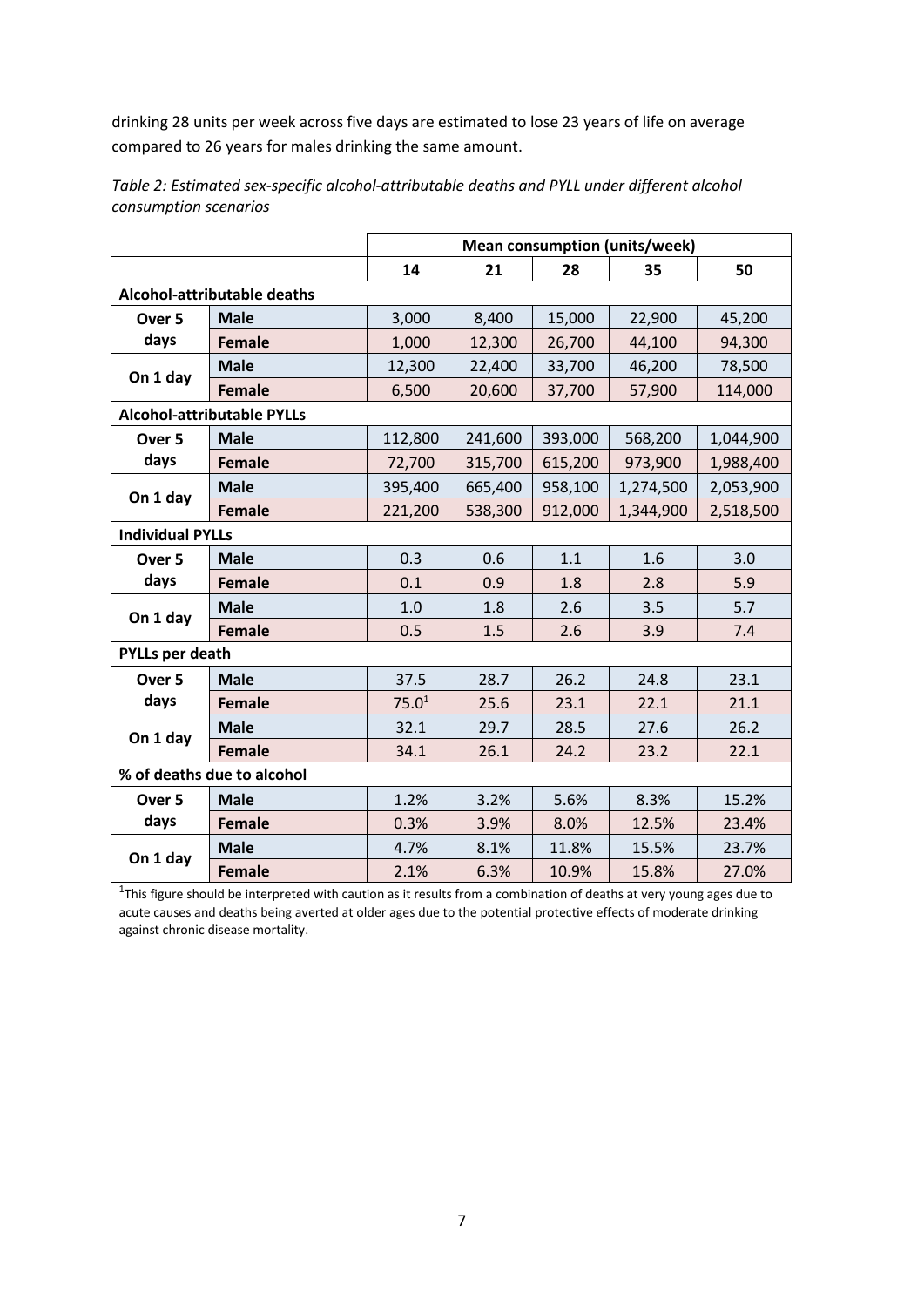drinking 28 units per week across five days are estimated to lose 23 years of life on average compared to 26 years for males drinking the same amount.

*Table 2: Estimated sex-specific alcohol-attributable deaths and PYLL under different alcohol consumption scenarios*

| | | Mean consumption (units/week) | | | | |
|---|---|---|---|---|---|---|
| | | 14 | 21 | 28 | 35 | 50 |
| **Alcohol-attributable deaths** | | | | | | |
| Over 5 days | Male | 3,000 | 8,400 | 15,000 | 22,900 | 45,200 |
| | Female | 1,000 | 12,300 | 26,700 | 44,100 | 94,300 |
| On 1 day | Male | 12,300 | 22,400 | 33,700 | 46,200 | 78,500 |
| | Female | 6,500 | 20,600 | 37,700 | 57,900 | 114,000 |
| **Alcohol-attributable PYLLs** | | | | | | |
| Over 5 days | Male | 112,800 | 241,600 | 393,000 | 568,200 | 1,044,900 |
| | Female | 72,700 | 315,700 | 615,200 | 973,900 | 1,988,400 |
| On 1 day | Male | 395,400 | 665,400 | 958,100 | 1,274,500 | 2,053,900 |
| | Female | 221,200 | 538,300 | 912,000 | 1,344,900 | 2,518,500 |
| **Individual PYLLs** | | | | | | |
| Over 5 days | Male | 0.3 | 0.6 | 1.1 | 1.6 | 3.0 |
| | Female | 0.1 | 0.9 | 1.8 | 2.8 | 5.9 |
| On 1 day | Male | 1.0 | 1.8 | 2.6 | 3.5 | 5.7 |
| | Female | 0.5 | 1.5 | 2.6 | 3.9 | 7.4 |
| **PYLLs per death** | | | | | | |
| Over 5 days | Male | 37.5 | 28.7 | 26.2 | 24.8 | 23.1 |
| | Female | 75.0[1] | 25.6 | 23.1 | 22.1 | 21.1 |
| On 1 day | Male | 32.1 | 29.7 | 28.5 | 27.6 | 26.2 |
| | Female | 34.1 | 26.1 | 24.2 | 23.2 | 22.1 |
| **% of deaths due to alcohol** | | | | | | |
| Over 5 days | Male | 1.2% | 3.2% | 5.6% | 8.3% | 15.2% |
| | Female | 0.3% | 3.9% | 8.0% | 12.5% | 23.4% |
| On 1 day | Male | 4.7% | 8.1% | 11.8% | 15.5% | 23.7% |
| | Female | 2.1% | 6.3% | 10.9% | 15.8% | 27.0% |

[1]This figure should be interpreted with caution as it results from a combination of deaths at very young ages due to acute causes and deaths being averted at older ages due to the potential protective effects of moderate drinking against chronic disease mortality.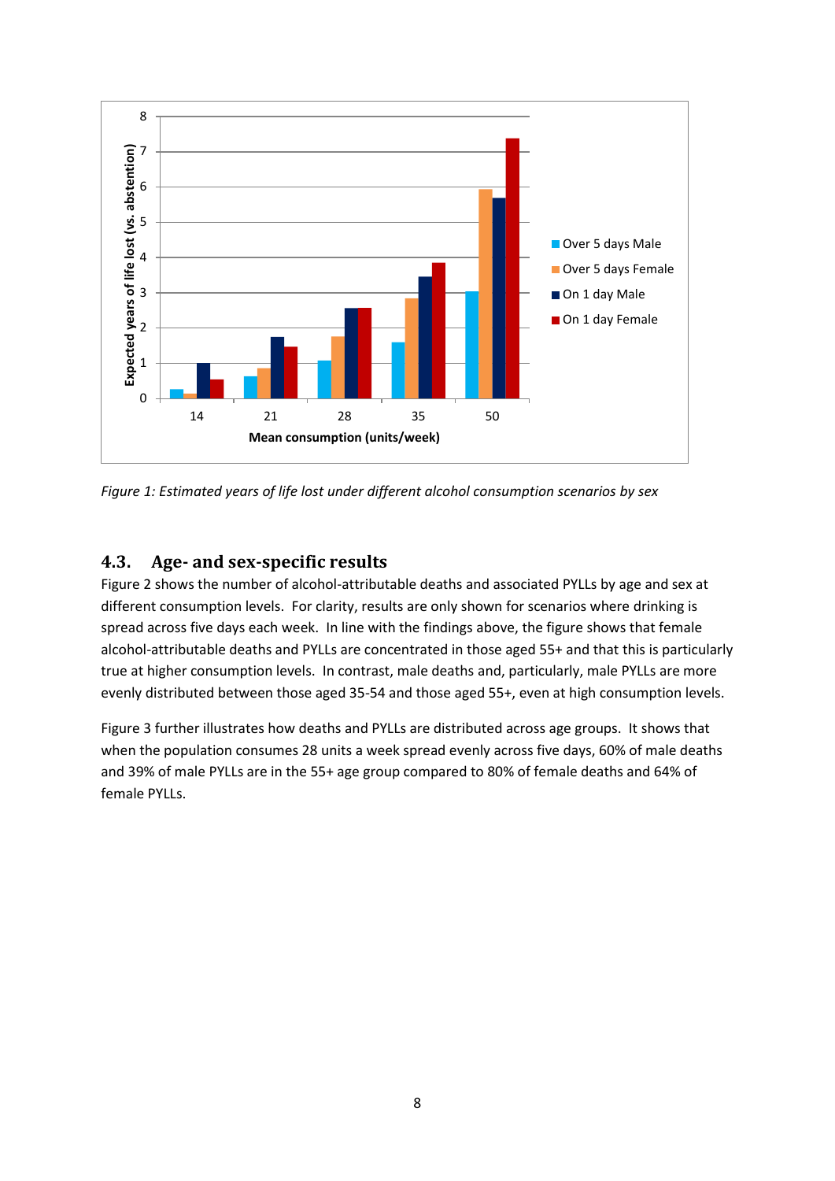*Figure 1: Estimated years of life lost under different alcohol consumption scenarios by sex*

## 4.3. Age- and sex-specific results

Figure 2 shows the number of alcohol-attributable deaths and associated PYLLs by age and sex at different consumption levels. For clarity, results are only shown for scenarios where drinking is spread across five days each week. In line with the findings above, the figure shows that female alcohol-attributable deaths and PYLLs are concentrated in those aged 55+ and that this is particularly true at higher consumption levels. In contrast, male deaths and, particularly, male PYLLs are more evenly distributed between those aged 35-54 and those aged 55+, even at high consumption levels.

Figure 3 further illustrates how deaths and PYLLs are distributed across age groups. It shows that when the population consumes 28 units a week spread evenly across five days, 60% of male deaths and 39% of male PYLLs are in the 55+ age group compared to 80% of female deaths and 64% of female PYLLs.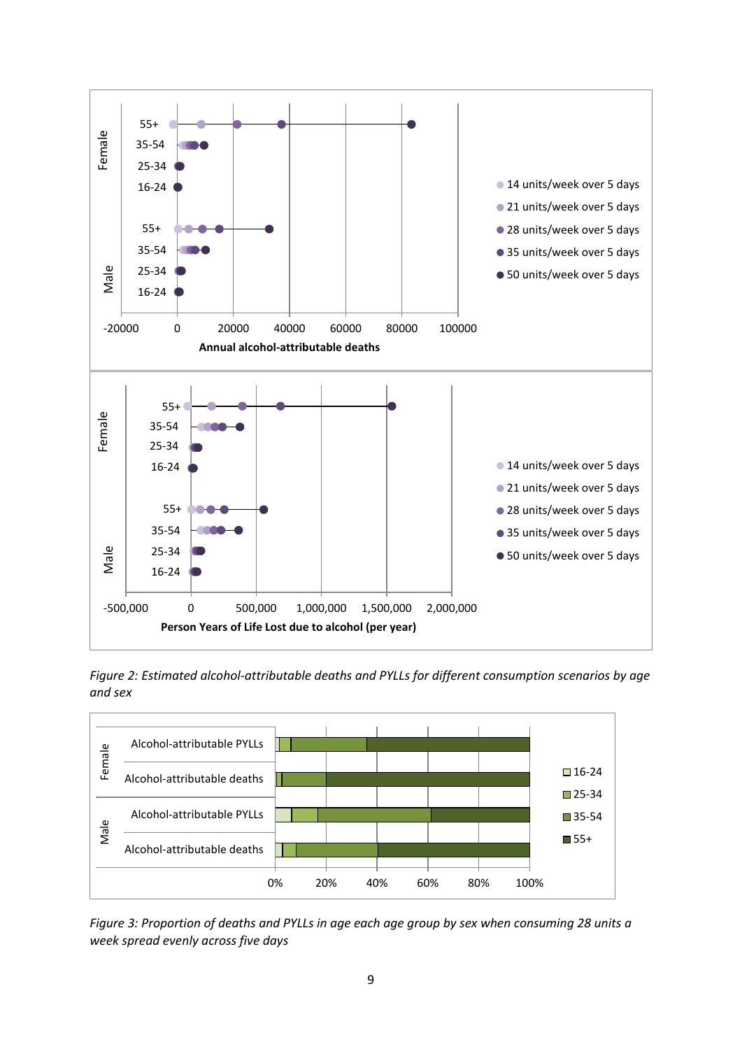*Figure 2: Estimated alcohol-attributable deaths and PYLLs for different consumption scenarios by age and sex*

*Figure 3: Proportion of deaths and PYLLs in age each age group by sex when consuming 28 units a week spread evenly across five days*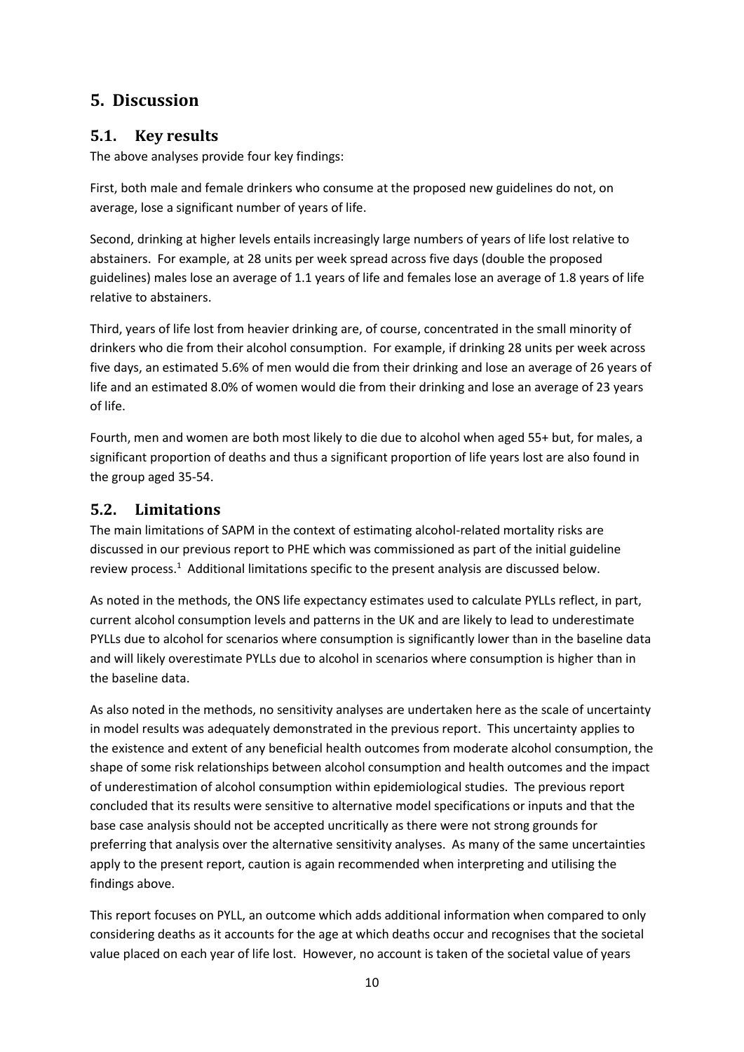# 5. Discussion

## 5.1. Key results

The above analyses provide four key findings:

First, both male and female drinkers who consume at the proposed new guidelines do not, on average, lose a significant number of years of life.

Second, drinking at higher levels entails increasingly large numbers of years of life lost relative to abstainers. For example, at 28 units per week spread across five days (double the proposed guidelines) males lose an average of 1.1 years of life and females lose an average of 1.8 years of life relative to abstainers.

Third, years of life lost from heavier drinking are, of course, concentrated in the small minority of drinkers who die from their alcohol consumption. For example, if drinking 28 units per week across five days, an estimated 5.6% of men would die from their drinking and lose an average of 26 years of life and an estimated 8.0% of women would die from their drinking and lose an average of 23 years of life.

Fourth, men and women are both most likely to die due to alcohol when aged 55+ but, for males, a significant proportion of deaths and thus a significant proportion of life years lost are also found in the group aged 35-54.

## 5.2. Limitations

The main limitations of SAPM in the context of estimating alcohol-related mortality risks are discussed in our previous report to PHE which was commissioned as part of the initial guideline review process.[1] Additional limitations specific to the present analysis are discussed below.

As noted in the methods, the ONS life expectancy estimates used to calculate PYLLs reflect, in part, current alcohol consumption levels and patterns in the UK and are likely to lead to underestimate PYLLs due to alcohol for scenarios where consumption is significantly lower than in the baseline data and will likely overestimate PYLLs due to alcohol in scenarios where consumption is higher than in the baseline data.

As also noted in the methods, no sensitivity analyses are undertaken here as the scale of uncertainty in model results was adequately demonstrated in the previous report. This uncertainty applies to the existence and extent of any beneficial health outcomes from moderate alcohol consumption, the shape of some risk relationships between alcohol consumption and health outcomes and the impact of underestimation of alcohol consumption within epidemiological studies. The previous report concluded that its results were sensitive to alternative model specifications or inputs and that the base case analysis should not be accepted uncritically as there were not strong grounds for preferring that analysis over the alternative sensitivity analyses. As many of the same uncertainties apply to the present report, caution is again recommended when interpreting and utilising the findings above.

This report focuses on PYLL, an outcome which adds additional information when compared to only considering deaths as it accounts for the age at which deaths occur and recognises that the societal value placed on each year of life lost. However, no account is taken of the societal value of years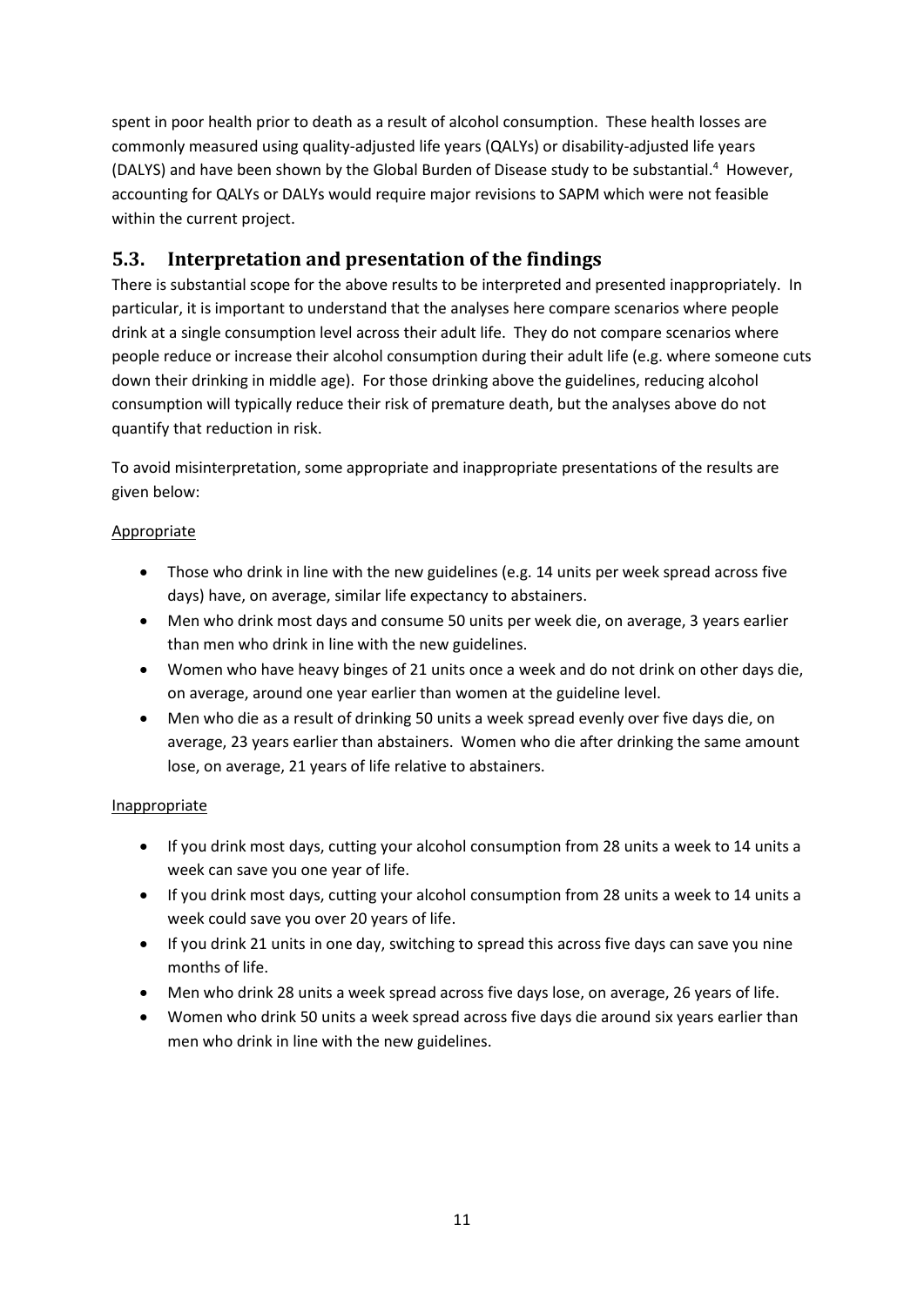spent in poor health prior to death as a result of alcohol consumption. These health losses are commonly measured using quality-adjusted life years (QALYs) or disability-adjusted life years (DALYS) and have been shown by the Global Burden of Disease study to be substantial.[4] However, accounting for QALYs or DALYs would require major revisions to SAPM which were not feasible within the current project.

## 5.3. Interpretation and presentation of the findings

There is substantial scope for the above results to be interpreted and presented inappropriately. In particular, it is important to understand that the analyses here compare scenarios where people drink at a single consumption level across their adult life. They do not compare scenarios where people reduce or increase their alcohol consumption during their adult life (e.g. where someone cuts down their drinking in middle age). For those drinking above the guidelines, reducing alcohol consumption will typically reduce their risk of premature death, but the analyses above do not quantify that reduction in risk.

To avoid misinterpretation, some appropriate and inappropriate presentations of the results are given below:

Appropriate

- Those who drink in line with the new guidelines (e.g. 14 units per week spread across five days) have, on average, similar life expectancy to abstainers.
- Men who drink most days and consume 50 units per week die, on average, 3 years earlier than men who drink in line with the new guidelines.
- Women who have heavy binges of 21 units once a week and do not drink on other days die, on average, around one year earlier than women at the guideline level.
- Men who die as a result of drinking 50 units a week spread evenly over five days die, on average, 23 years earlier than abstainers. Women who die after drinking the same amount lose, on average, 21 years of life relative to abstainers.

Inappropriate

- If you drink most days, cutting your alcohol consumption from 28 units a week to 14 units a week can save you one year of life.
- If you drink most days, cutting your alcohol consumption from 28 units a week to 14 units a week could save you over 20 years of life.
- If you drink 21 units in one day, switching to spread this across five days can save you nine months of life.
- Men who drink 28 units a week spread across five days lose, on average, 26 years of life.
- Women who drink 50 units a week spread across five days die around six years earlier than men who drink in line with the new guidelines.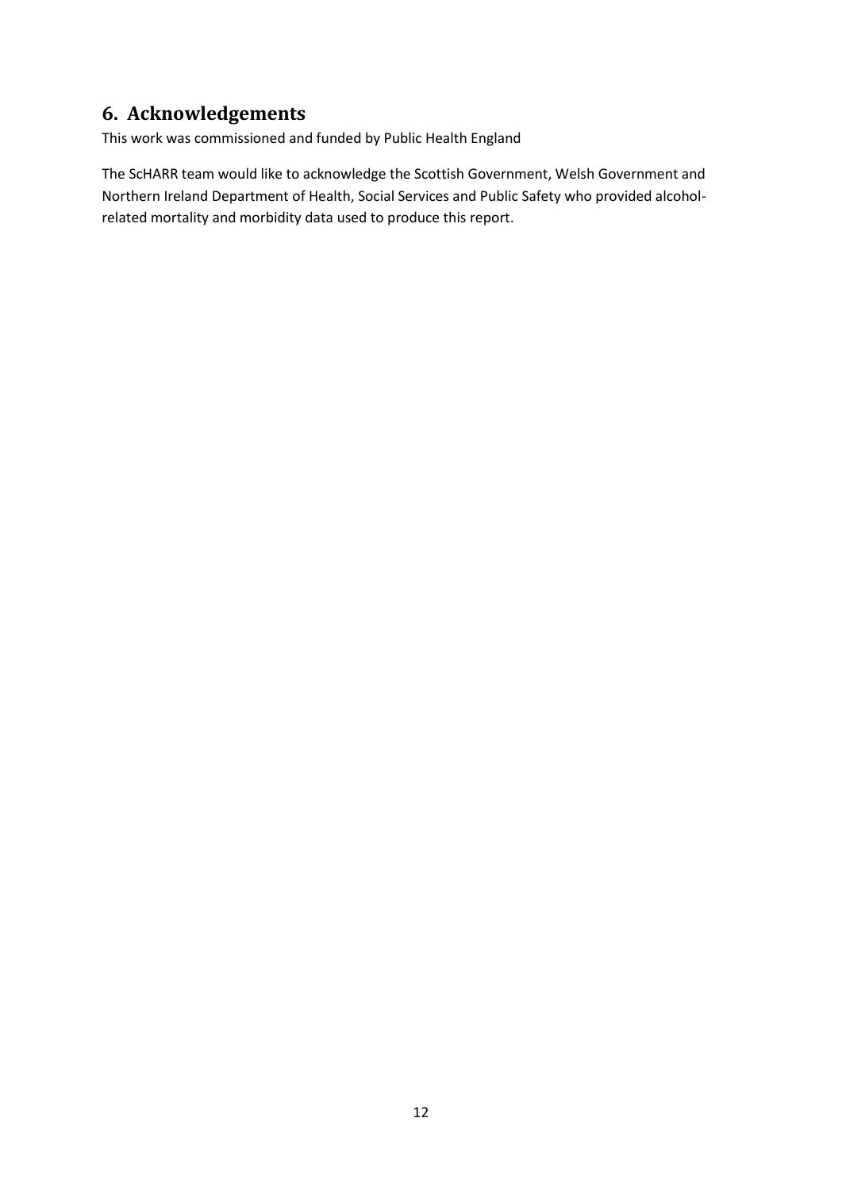## 6. Acknowledgements

This work was commissioned and funded by Public Health England

The ScHARR team would like to acknowledge the Scottish Government, Welsh Government and Northern Ireland Department of Health, Social Services and Public Safety who provided alcohol-related mortality and morbidity data used to produce this report.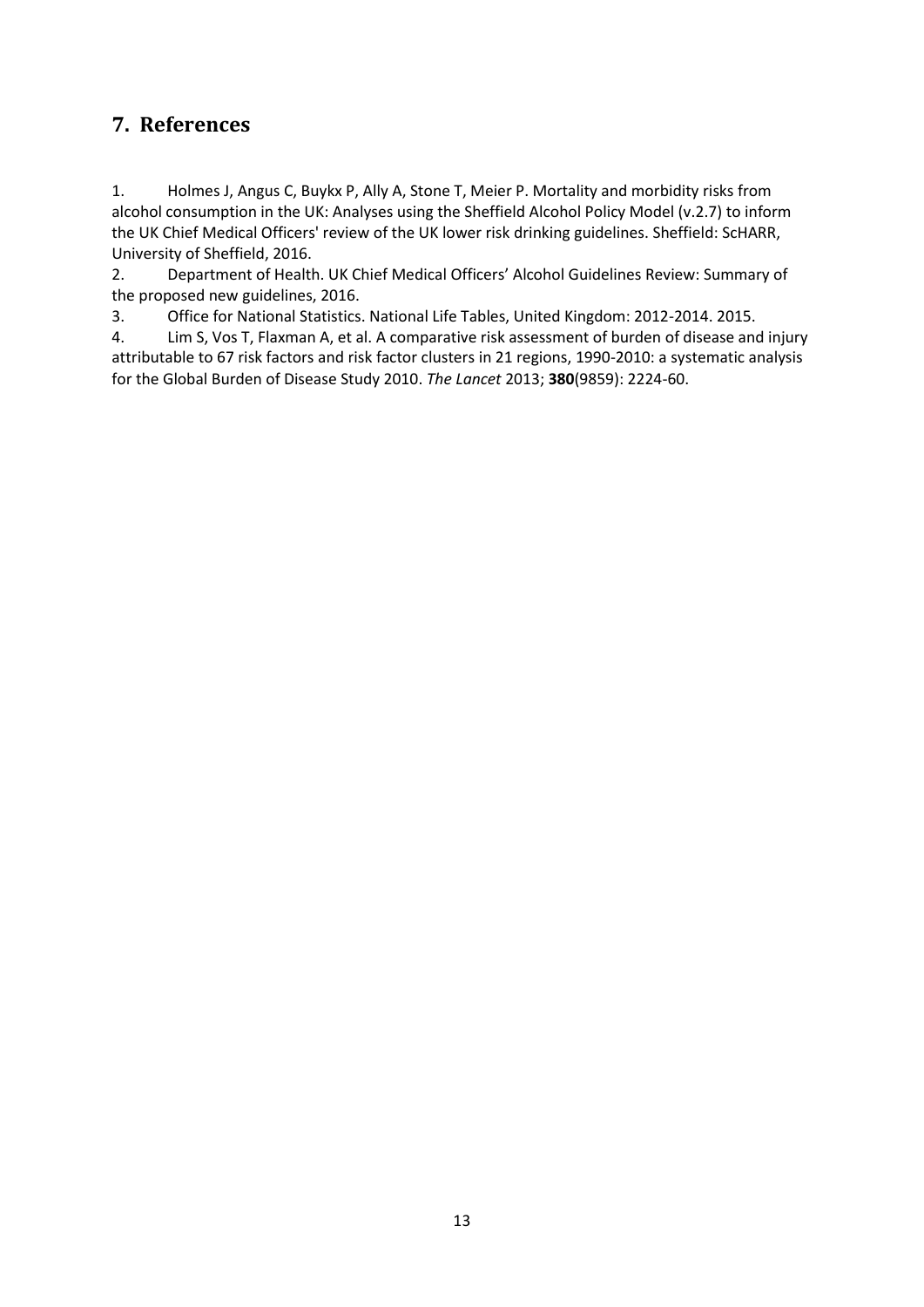## 7. References

1. Holmes J, Angus C, Buykx P, Ally A, Stone T, Meier P. Mortality and morbidity risks from alcohol consumption in the UK: Analyses using the Sheffield Alcohol Policy Model (v.2.7) to inform the UK Chief Medical Officers' review of the UK lower risk drinking guidelines. Sheffield: ScHARR, University of Sheffield, 2016.
2. Department of Health. UK Chief Medical Officers' Alcohol Guidelines Review: Summary of the proposed new guidelines, 2016.
3. Office for National Statistics. National Life Tables, United Kingdom: 2012-2014. 2015.
4. Lim S, Vos T, Flaxman A, et al. A comparative risk assessment of burden of disease and injury attributable to 67 risk factors and risk factor clusters in 21 regions, 1990-2010: a systematic analysis for the Global Burden of Disease Study 2010. *The Lancet* 2013; **380**(9859): 2224-60.